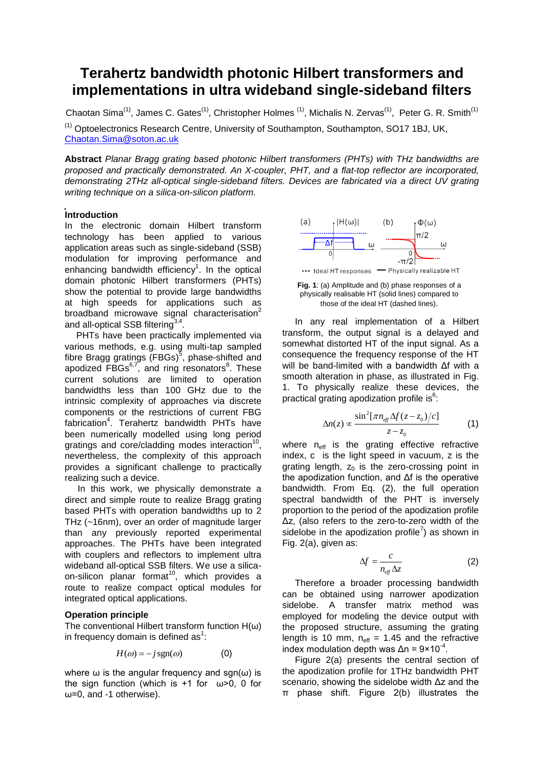# Terahertz bandwidth photonic Hilbert transformers and implementations in ultra wideband single-sideband filters

Chaotan Sima[(1)], James C. Gates[(1)], Christopher Holmes [(1)], Michalis N. Zervas[(1)], Peter G. R. Smith[(1)]

[(1)] Optoelectronics Research Centre, University of Southampton, Southampton, SO17 1BJ, UK, Chaotan.Sima@soton.ac.uk

**Abstract** *Planar Bragg grating based photonic Hilbert transformers (PHTs) with THz bandwidths are proposed and practically demonstrated. An X-coupler, PHT, and a flat-top reflector are incorporated, demonstrating 2THz all-optical single-sideband filters. Devices are fabricated via a direct UV grating writing technique on a silica-on-silicon platform.*

## Introduction

In the electronic domain Hilbert transform technology has been applied to various application areas such as single-sideband (SSB) modulation for improving performance and enhancing bandwidth efficiency[1]. In the optical domain photonic Hilbert transformers (PHTs) show the potential to provide large bandwidths at high speeds for applications such as broadband microwave signal characterisation[2] and all-optical SSB filtering[3,4].

PHTs have been practically implemented via various methods, e.g. using multi-tap sampled fibre Bragg gratings (FBGs)[5], phase-shifted and apodized FBGs[6,7], and ring resonators[8]. These current solutions are limited to operation bandwidths less than 100 GHz due to the intrinsic complexity of approaches via discrete components or the restrictions of current FBG fabrication[4]. Terahertz bandwidth PHTs have been numerically modelled using long period gratings and core/cladding modes interaction[10], nevertheless, the complexity of this approach provides a significant challenge to practically realizing such a device.

In this work, we physically demonstrate a direct and simple route to realize Bragg grating based PHTs with operation bandwidths up to 2 THz (~16nm), over an order of magnitude larger than any previously reported experimental approaches. The PHTs have been integrated with couplers and reflectors to implement ultra wideband all-optical SSB filters. We use a silica-on-silicon planar format[10], which provides a route to realize compact optical modules for integrated optical applications.

## Operation principle

The conventional Hilbert transform function $H(\omega)$ in frequency domain is defined as[1]:

$$H(\omega) = -j\,\mathrm{sgn}(\omega) \qquad (0)$$

where $\omega$ is the angular frequency and $\mathrm{sgn}(\omega)$ is the sign function (which is +1 for $\omega>0$, 0 for $\omega=0$, and -1 otherwise).

**Fig. 1**: (a) Amplitude and (b) phase responses of a physically realisable HT (solid lines) compared to those of the ideal HT (dashed lines).

In any real implementation of a Hilbert transform, the output signal is a delayed and somewhat distorted HT of the input signal. As a consequence the frequency response of the HT will be band-limited with a bandwidth $\Delta f$ with a smooth alteration in phase, as illustrated in Fig. 1. To physically realize these devices, the practical grating apodization profile is[6]:

$$\Delta n(z) \propto \frac{\sin^2[\pi n_{eff}\Delta f(z-z_0)/c]}{z-z_0} \qquad (1)$$

where $n_{eff}$ is the grating effective refractive index, c is the light speed in vacuum, z is the grating length, $z_0$ is the zero-crossing point in the apodization function, and $\Delta f$ is the operative bandwidth. From Eq. (2), the full operation spectral bandwidth of the PHT is inversely proportion to the period of the apodization profile $\Delta z$, (also refers to the zero-to-zero width of the sidelobe in the apodization profile[7]) as shown in Fig. 2(a), given as:

$$\Delta f = \frac{c}{n_{eff}\Delta z} \qquad (2)$$

Therefore a broader processing bandwidth can be obtained using narrower apodization sidelobe. A transfer matrix method was employed for modeling the device output with the proposed structure, assuming the grating length is 10 mm, $n_{eff}$ = 1.45 and the refractive index modulation depth was $\Delta n = 9\times10^{-4}$.

Figure 2(a) presents the central section of the apodization profile for 1THz bandwidth PHT scenario, showing the sidelobe width $\Delta z$ and the $\pi$ phase shift. Figure 2(b) illustrates the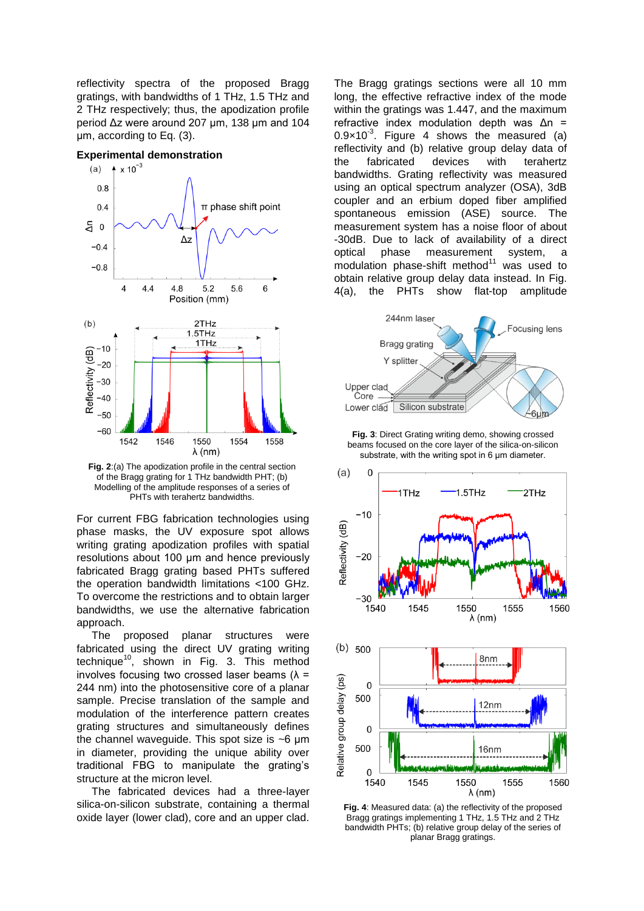reflectivity spectra of the proposed Bragg gratings, with bandwidths of 1 THz, 1.5 THz and 2 THz respectively; thus, the apodization profile period Δz were around 207 μm, 138 μm and 104 μm, according to Eq. (3).

## Experimental demonstration

**Fig. 2**:(a) The apodization profile in the central section of the Bragg grating for 1 THz bandwidth PHT; (b) Modelling of the amplitude responses of a series of PHTs with terahertz bandwidths.

For current FBG fabrication technologies using phase masks, the UV exposure spot allows writing grating apodization profiles with spatial resolutions about 100 μm and hence previously fabricated Bragg grating based PHTs suffered the operation bandwidth limitations <100 GHz. To overcome the restrictions and to obtain larger bandwidths, we use the alternative fabrication approach.

The proposed planar structures were fabricated using the direct UV grating writing technique[10], shown in Fig. 3. This method involves focusing two crossed laser beams (λ = 244 nm) into the photosensitive core of a planar sample. Precise translation of the sample and modulation of the interference pattern creates grating structures and simultaneously defines the channel waveguide. This spot size is ~6 μm in diameter, providing the unique ability over traditional FBG to manipulate the grating's structure at the micron level.

The fabricated devices had a three-layer silica-on-silicon substrate, containing a thermal oxide layer (lower clad), core and an upper clad. The Bragg gratings sections were all 10 mm long, the effective refractive index of the mode within the gratings was 1.447, and the maximum refractive index modulation depth Δn was Δn = $0.9\times10^{-3}$. Figure 4 shows the measured (a) reflectivity and (b) relative group delay data of the fabricated devices with terahertz bandwidths. Grating reflectivity was measured using an optical spectrum analyzer (OSA), 3dB coupler and an erbium doped fiber amplified spontaneous emission (ASE) source. The measurement system has a noise floor of about -30dB. Due to lack of availability of a direct optical phase measurement system, a modulation phase-shift method[11] was used to obtain relative group delay data instead. In Fig. 4(a), the PHTs show flat-top amplitude

**Fig. 3**: Direct Grating writing demo, showing crossed beams focused on the core layer of the silica-on-silicon substrate, with the writing spot in 6 μm diameter.

**Fig. 4**: Measured data: (a) the reflectivity of the proposed Bragg gratings implementing 1 THz, 1.5 THz and 2 THz bandwidth PHTs; (b) relative group delay of the series of planar Bragg gratings.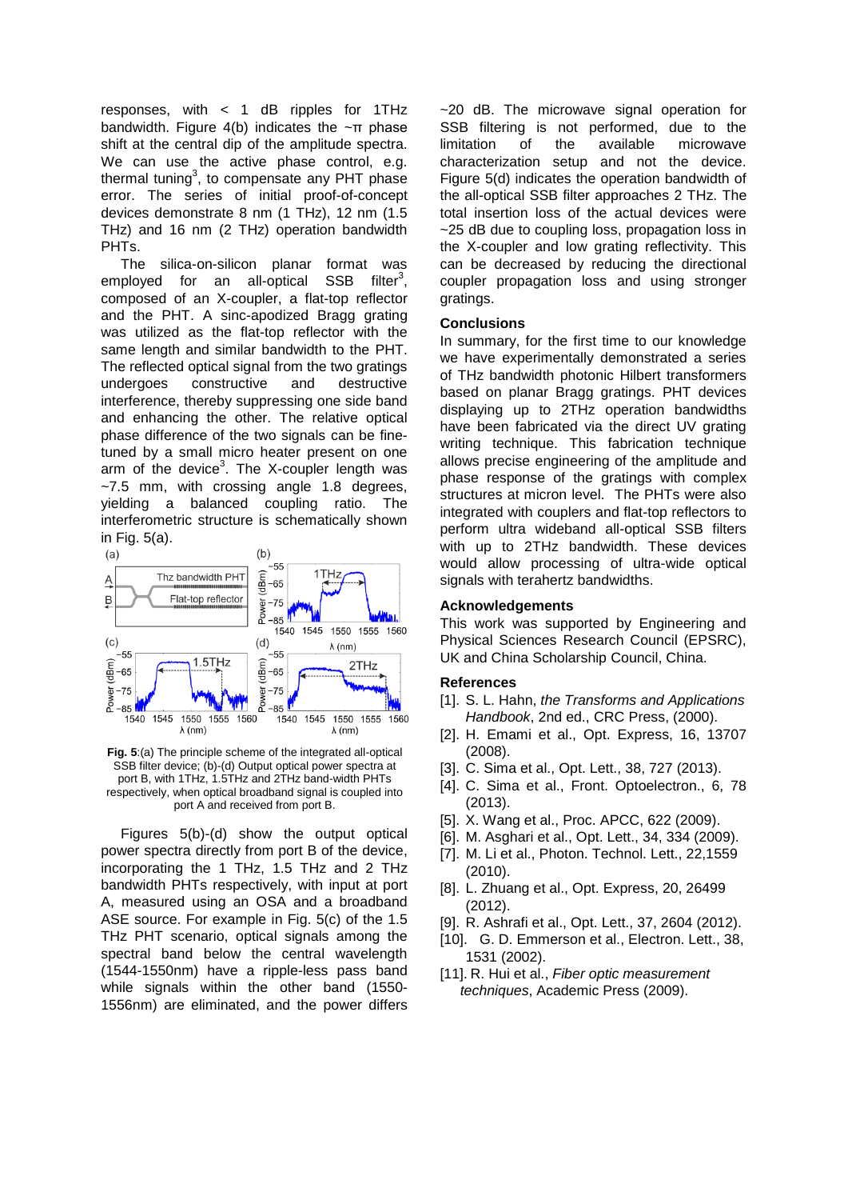responses, with < 1 dB ripples for 1THz bandwidth. Figure 4(b) indicates the ~π phase shift at the central dip of the amplitude spectra. We can use the active phase control, e.g. thermal tuning[3], to compensate any PHT phase error. The series of initial proof-of-concept devices demonstrate 8 nm (1 THz), 12 nm (1.5 THz) and 16 nm (2 THz) operation bandwidth PHTs.

The silica-on-silicon planar format was employed for an all-optical SSB filter[3], composed of an X-coupler, a flat-top reflector and the PHT. A sinc-apodized Bragg grating was utilized as the flat-top reflector with the same length and similar bandwidth to the PHT. The reflected optical signal from the two gratings undergoes constructive and destructive interference, thereby suppressing one side band and enhancing the other. The relative optical phase difference of the two signals can be fine-tuned by a small micro heater present on one arm of the device[3]. The X-coupler length was ~7.5 mm, with crossing angle 1.8 degrees, yielding a balanced coupling ratio. The interferometric structure is schematically shown in Fig. 5(a).

(a)
A
B
Thz bandwidth PHT
Flat-top reflector

(b)
−55
−65
−75
−85
Power (dBm)
1THz
1540 1545 1550 1555 1560
λ (nm)

(c)
−55
−65
−75
−85
Power (dBm)
1.5THz
1540 1545 1550 1555 1560
λ (nm)

(d)
−55
−65
−75
−85
Power (dBm)
2THz
1540 1545 1550 1555 1560
λ (nm)

**Fig. 5**:(a) The principle scheme of the integrated all-optical SSB filter device; (b)-(d) Output optical power spectra at port B, with 1THz, 1.5THz and 2THz band-width PHTs respectively, when optical broadband signal is coupled into port A and received from port B.

Figures 5(b)-(d) show the output optical power spectra directly from port B of the device, incorporating the 1 THz, 1.5 THz and 2 THz bandwidth PHTs respectively, with input at port A, measured using an OSA and a broadband ASE source. For example in Fig. 5(c) of the 1.5 THz PHT scenario, optical signals among the spectral band below the central wavelength (1544-1550nm) have a ripple-less pass band while signals within the other band (1550-1556nm) are eliminated, and the power differs ~20 dB. The microwave signal operation for SSB filtering is not performed, due to the limitation of the available microwave characterization setup and not the device. Figure 5(d) indicates the operation bandwidth of the all-optical SSB filter approaches 2 THz. The total insertion loss of the actual devices were ~25 dB due to coupling loss, propagation loss in the X-coupler and low grating reflectivity. This can be decreased by reducing the directional coupler propagation loss and using stronger gratings.

### Conclusions

In summary, for the first time to our knowledge we have experimentally demonstrated a series of THz bandwidth photonic Hilbert transformers based on planar Bragg gratings. PHT devices displaying up to 2THz operation bandwidths have been fabricated via the direct UV grating writing technique. This fabrication technique allows precise engineering of the amplitude and phase response of the gratings with complex structures at micron level. The PHTs were also integrated with couplers and flat-top reflectors to perform ultra wideband all-optical SSB filters with up to 2THz bandwidth. These devices would allow processing of ultra-wide optical signals with terahertz bandwidths.

### Acknowledgements

This work was supported by Engineering and Physical Sciences Research Council (EPSRC), UK and China Scholarship Council, China.

### References

[1]. S. L. Hahn, *the Transforms and Applications Handbook*, 2nd ed., CRC Press, (2000).

[2]. H. Emami et al., Opt. Express, 16, 13707 (2008).

[3]. C. Sima et al., Opt. Lett., 38, 727 (2013).

[4]. C. Sima et al., Front. Optoelectron., 6, 78 (2013).

[5]. X. Wang et al., Proc. APCC, 622 (2009).

[6]. M. Asghari et al., Opt. Lett., 34, 334 (2009).

[7]. M. Li et al., Photon. Technol. Lett., 22,1559 (2010).

[8]. L. Zhuang et al., Opt. Express, 20, 26499 (2012).

[9]. R. Ashrafi et al., Opt. Lett., 37, 2604 (2012).

[10]. G. D. Emmerson et al., Electron. Lett., 38, 1531 (2002).

[11]. R. Hui et al., *Fiber optic measurement techniques*, Academic Press (2009).